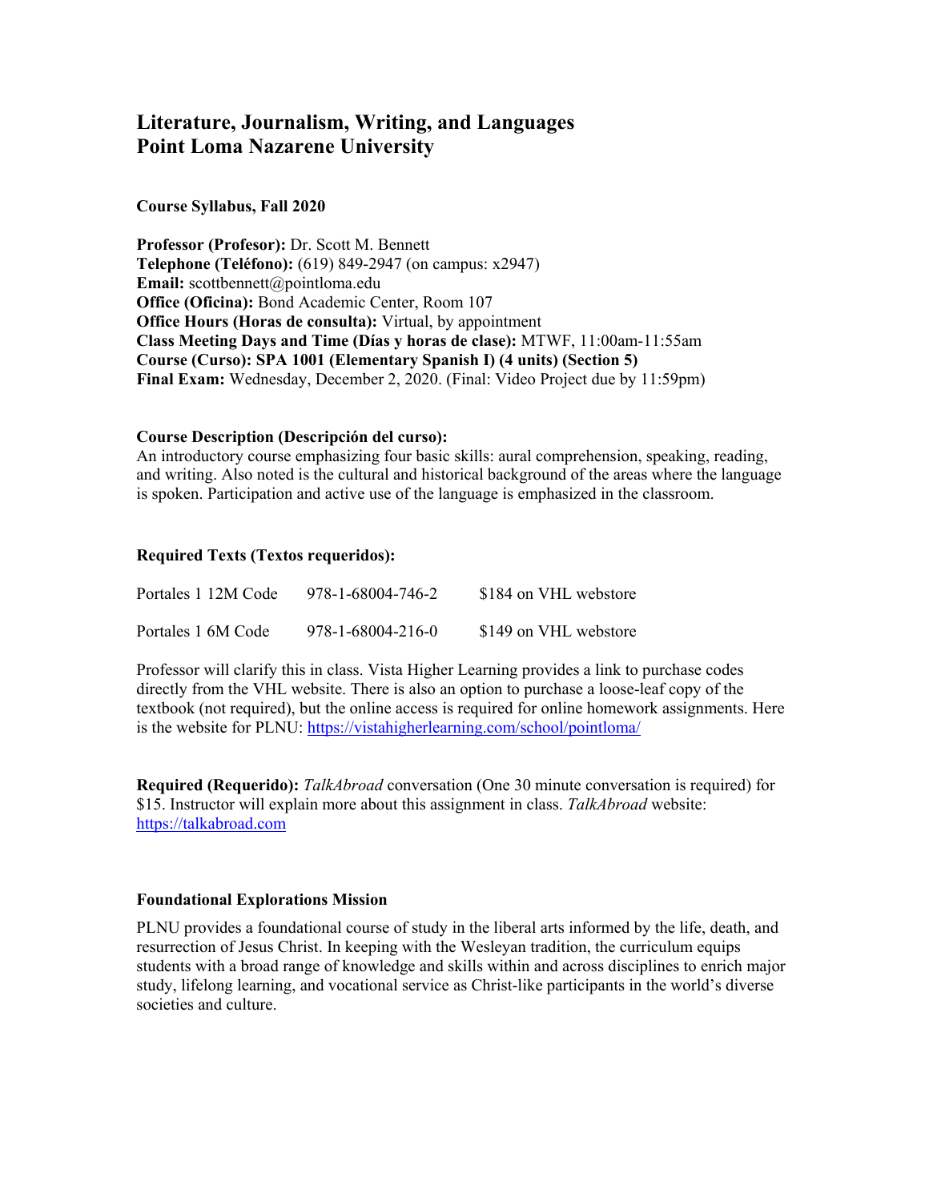# Literature, Journalism, Writing, and Languages
# Point Loma Nazarene University

**Course Syllabus, Fall 2020**

**Professor (Profesor):** Dr. Scott M. Bennett
**Telephone (Teléfono):** (619) 849-2947 (on campus: x2947)
**Email:** scottbennett@pointloma.edu
**Office (Oficina):** Bond Academic Center, Room 107
**Office Hours (Horas de consulta):** Virtual, by appointment
**Class Meeting Days and Time (Días y horas de clase):** MTWF, 11:00am-11:55am
**Course (Curso): SPA 1001 (Elementary Spanish I) (4 units) (Section 5)**
**Final Exam:** Wednesday, December 2, 2020. (Final: Video Project due by 11:59pm)

**Course Description (Descripción del curso):**
An introductory course emphasizing four basic skills: aural comprehension, speaking, reading, and writing. Also noted is the cultural and historical background of the areas where the language is spoken. Participation and active use of the language is emphasized in the classroom.

**Required Texts (Textos requeridos):**

| | | |
|---|---|---|
| Portales 1 12M Code | 978-1-68004-746-2 | $184 on VHL webstore |
| Portales 1 6M Code | 978-1-68004-216-0 | $149 on VHL webstore |

Professor will clarify this in class. Vista Higher Learning provides a link to purchase codes directly from the VHL website. There is also an option to purchase a loose-leaf copy of the textbook (not required), but the online access is required for online homework assignments. Here is the website for PLNU: https://vistahigherlearning.com/school/pointloma/

**Required (Requerido):** *TalkAbroad* conversation (One 30 minute conversation is required) for $15. Instructor will explain more about this assignment in class. *TalkAbroad* website: https://talkabroad.com

**Foundational Explorations Mission**

PLNU provides a foundational course of study in the liberal arts informed by the life, death, and resurrection of Jesus Christ. In keeping with the Wesleyan tradition, the curriculum equips students with a broad range of knowledge and skills within and across disciplines to enrich major study, lifelong learning, and vocational service as Christ-like participants in the world's diverse societies and culture.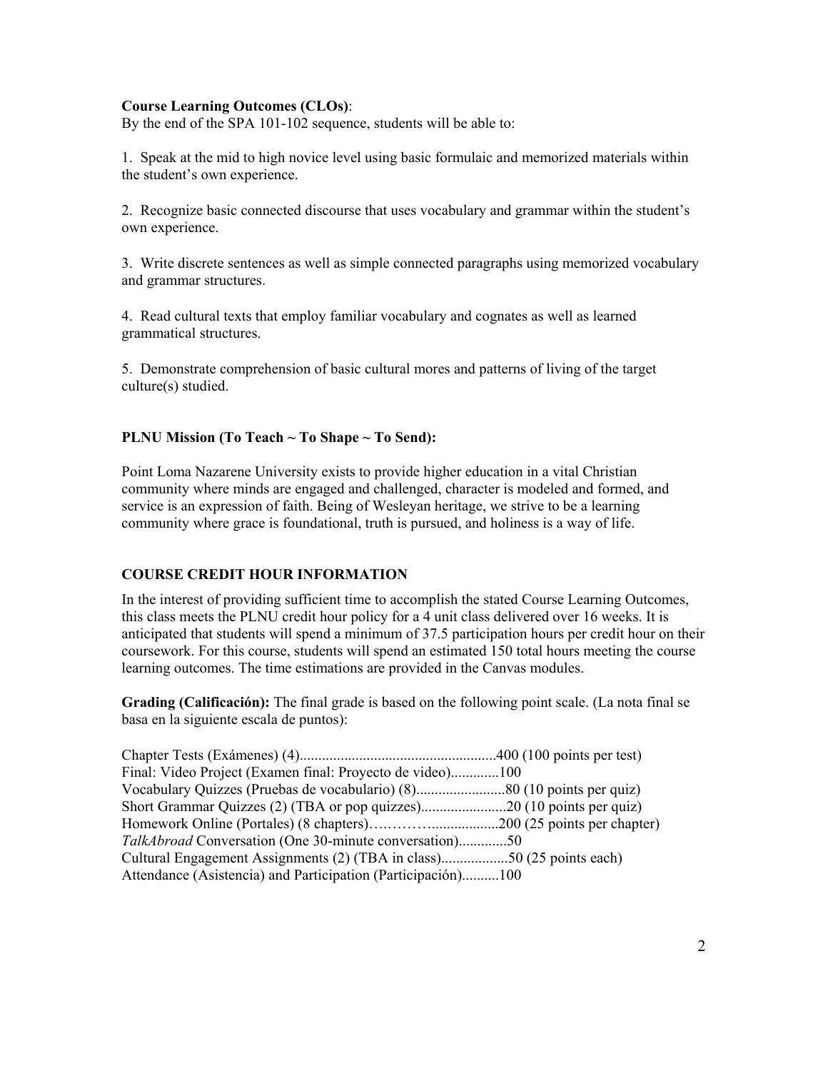**Course Learning Outcomes (CLOs)**:
By the end of the SPA 101-102 sequence, students will be able to:

1. Speak at the mid to high novice level using basic formulaic and memorized materials within the student's own experience.

2. Recognize basic connected discourse that uses vocabulary and grammar within the student's own experience.

3. Write discrete sentences as well as simple connected paragraphs using memorized vocabulary and grammar structures.

4. Read cultural texts that employ familiar vocabulary and cognates as well as learned grammatical structures.

5. Demonstrate comprehension of basic cultural mores and patterns of living of the target culture(s) studied.

**PLNU Mission (To Teach ~ To Shape ~ To Send):**

Point Loma Nazarene University exists to provide higher education in a vital Christian community where minds are engaged and challenged, character is modeled and formed, and service is an expression of faith. Being of Wesleyan heritage, we strive to be a learning community where grace is foundational, truth is pursued, and holiness is a way of life.

**COURSE CREDIT HOUR INFORMATION**

In the interest of providing sufficient time to accomplish the stated Course Learning Outcomes, this class meets the PLNU credit hour policy for a 4 unit class delivered over 16 weeks. It is anticipated that students will spend a minimum of 37.5 participation hours per credit hour on their coursework. For this course, students will spend an estimated 150 total hours meeting the course learning outcomes. The time estimations are provided in the Canvas modules.

**Grading (Calificación):** The final grade is based on the following point scale. (La nota final se basa en la siguiente escala de puntos):

Chapter Tests (Exámenes) (4)....................................................400 (100 points per test)
Final: Video Project (Examen final: Proyecto de video).............100
Vocabulary Quizzes (Pruebas de vocabulario) (8)........................80 (10 points per quiz)
Short Grammar Quizzes (2) (TBA or pop quizzes).......................20 (10 points per quiz)
Homework Online (Portales) (8 chapters)……………..................200 (25 points per chapter)
*TalkAbroad* Conversation (One 30-minute conversation).............50
Cultural Engagement Assignments (2) (TBA in class)..................50 (25 points each)
Attendance (Asistencia) and Participation (Participación)..........100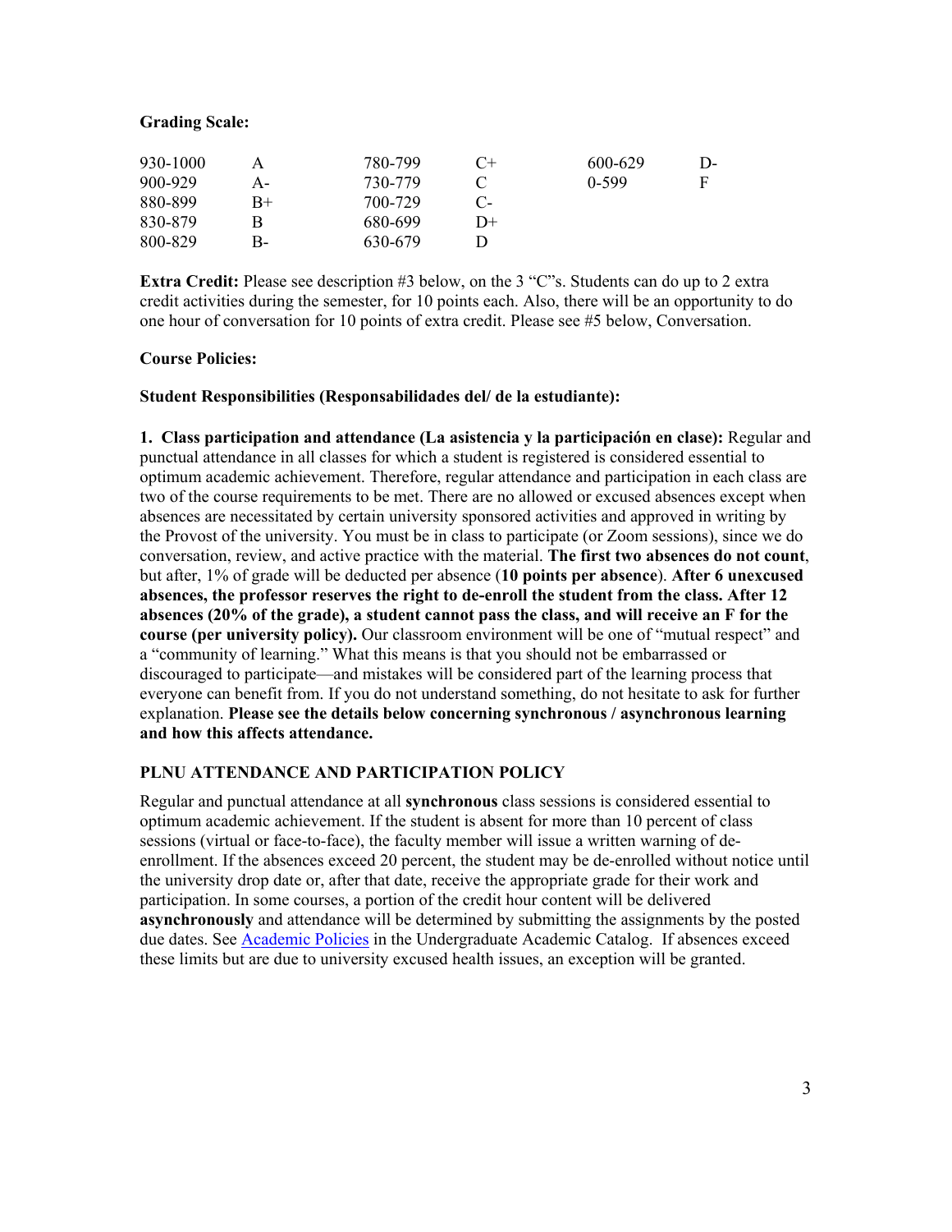**Grading Scale:**

| | | | | | |
|---|---|---|---|---|---|
| 930-1000 | A | 780-799 | C+ | 600-629 | D- |
| 900-929 | A- | 730-779 | C | 0-599 | F |
| 880-899 | B+ | 700-729 | C- | | |
| 830-879 | B | 680-699 | D+ | | |
| 800-829 | B- | 630-679 | D | | |

**Extra Credit:** Please see description #3 below, on the 3 "C"s. Students can do up to 2 extra credit activities during the semester, for 10 points each. Also, there will be an opportunity to do one hour of conversation for 10 points of extra credit. Please see #5 below, Conversation.

**Course Policies:**

**Student Responsibilities (Responsabilidades del/ de la estudiante):**

**1. Class participation and attendance (La asistencia y la participación en clase):** Regular and punctual attendance in all classes for which a student is registered is considered essential to optimum academic achievement. Therefore, regular attendance and participation in each class are two of the course requirements to be met. There are no allowed or excused absences except when absences are necessitated by certain university sponsored activities and approved in writing by the Provost of the university. You must be in class to participate (or Zoom sessions), since we do conversation, review, and active practice with the material. **The first two absences do not count**, but after, 1% of grade will be deducted per absence (**10 points per absence**). **After 6 unexcused absences, the professor reserves the right to de-enroll the student from the class. After 12 absences (20% of the grade), a student cannot pass the class, and will receive an F for the course (per university policy).** Our classroom environment will be one of "mutual respect" and a "community of learning." What this means is that you should not be embarrassed or discouraged to participate—and mistakes will be considered part of the learning process that everyone can benefit from. If you do not understand something, do not hesitate to ask for further explanation. **Please see the details below concerning synchronous / asynchronous learning and how this affects attendance.**

### PLNU ATTENDANCE AND PARTICIPATION POLICY

Regular and punctual attendance at all **synchronous** class sessions is considered essential to optimum academic achievement. If the student is absent for more than 10 percent of class sessions (virtual or face-to-face), the faculty member will issue a written warning of de-enrollment. If the absences exceed 20 percent, the student may be de-enrolled without notice until the university drop date or, after that date, receive the appropriate grade for their work and participation. In some courses, a portion of the credit hour content will be delivered **asynchronously** and attendance will be determined by submitting the assignments by the posted due dates. See Academic Policies in the Undergraduate Academic Catalog. If absences exceed these limits but are due to university excused health issues, an exception will be granted.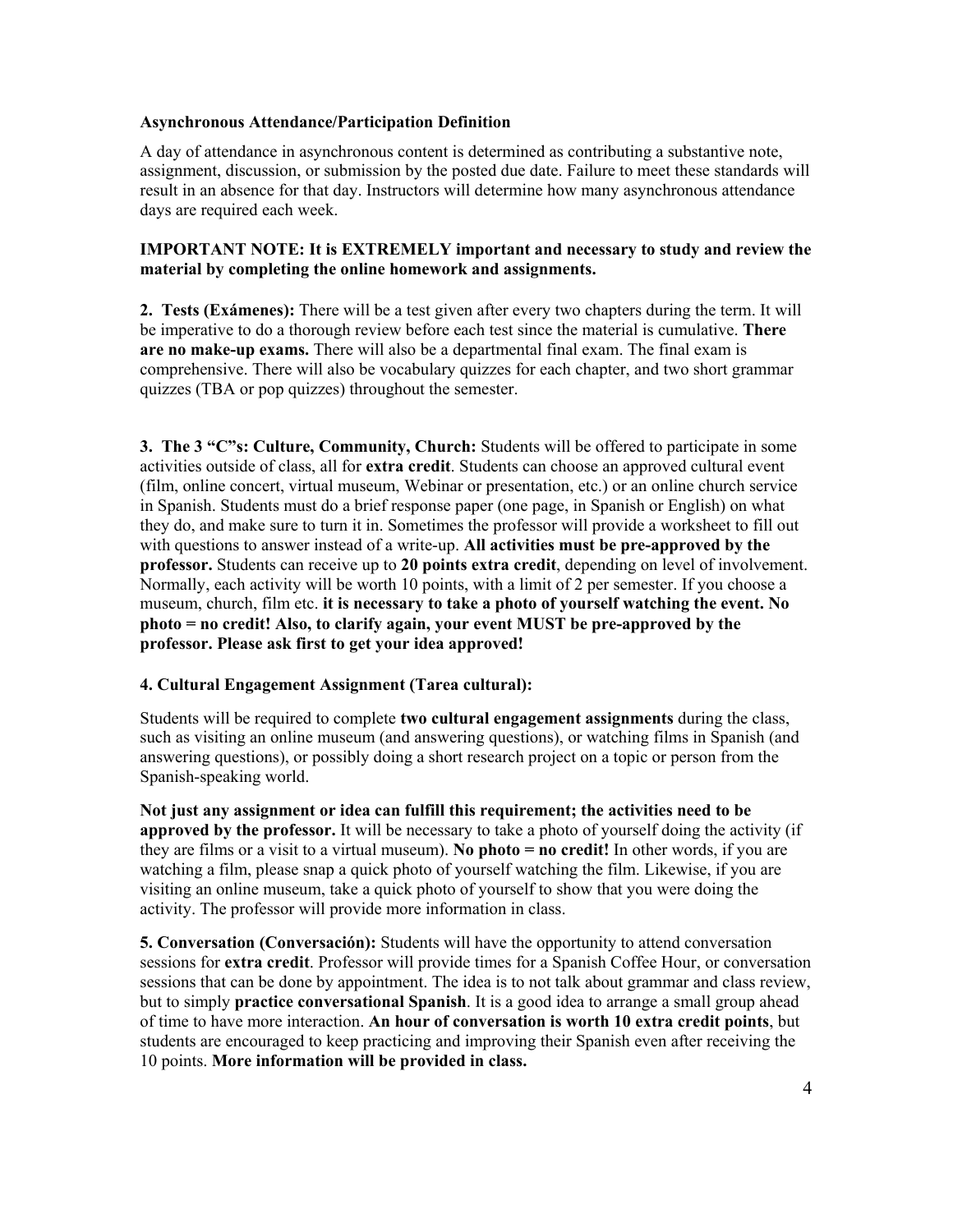**Asynchronous Attendance/Participation Definition**

A day of attendance in asynchronous content is determined as contributing a substantive note, assignment, discussion, or submission by the posted due date. Failure to meet these standards will result in an absence for that day. Instructors will determine how many asynchronous attendance days are required each week.

**IMPORTANT NOTE: It is EXTREMELY important and necessary to study and review the material by completing the online homework and assignments.**

**2. Tests (Exámenes):** There will be a test given after every two chapters during the term. It will be imperative to do a thorough review before each test since the material is cumulative. **There are no make-up exams.** There will also be a departmental final exam. The final exam is comprehensive. There will also be vocabulary quizzes for each chapter, and two short grammar quizzes (TBA or pop quizzes) throughout the semester.

**3. The 3 "C"s: Culture, Community, Church:** Students will be offered to participate in some activities outside of class, all for **extra credit**. Students can choose an approved cultural event (film, online concert, virtual museum, Webinar or presentation, etc.) or an online church service in Spanish. Students must do a brief response paper (one page, in Spanish or English) on what they do, and make sure to turn it in. Sometimes the professor will provide a worksheet to fill out with questions to answer instead of a write-up. **All activities must be pre-approved by the professor.** Students can receive up to **20 points extra credit**, depending on level of involvement. Normally, each activity will be worth 10 points, with a limit of 2 per semester. If you choose a museum, church, film etc. **it is necessary to take a photo of yourself watching the event. No photo = no credit! Also, to clarify again, your event MUST be pre-approved by the professor. Please ask first to get your idea approved!**

**4. Cultural Engagement Assignment (Tarea cultural):**

Students will be required to complete **two cultural engagement assignments** during the class, such as visiting an online museum (and answering questions), or watching films in Spanish (and answering questions), or possibly doing a short research project on a topic or person from the Spanish-speaking world.

**Not just any assignment or idea can fulfill this requirement; the activities need to be approved by the professor.** It will be necessary to take a photo of yourself doing the activity (if they are films or a visit to a virtual museum). **No photo = no credit!** In other words, if you are watching a film, please snap a quick photo of yourself watching the film. Likewise, if you are visiting an online museum, take a quick photo of yourself to show that you were doing the activity. The professor will provide more information in class.

**5. Conversation (Conversación):** Students will have the opportunity to attend conversation sessions for **extra credit**. Professor will provide times for a Spanish Coffee Hour, or conversation sessions that can be done by appointment. The idea is to not talk about grammar and class review, but to simply **practice conversational Spanish**. It is a good idea to arrange a small group ahead of time to have more interaction. **An hour of conversation is worth 10 extra credit points**, but students are encouraged to keep practicing and improving their Spanish even after receiving the 10 points. **More information will be provided in class.**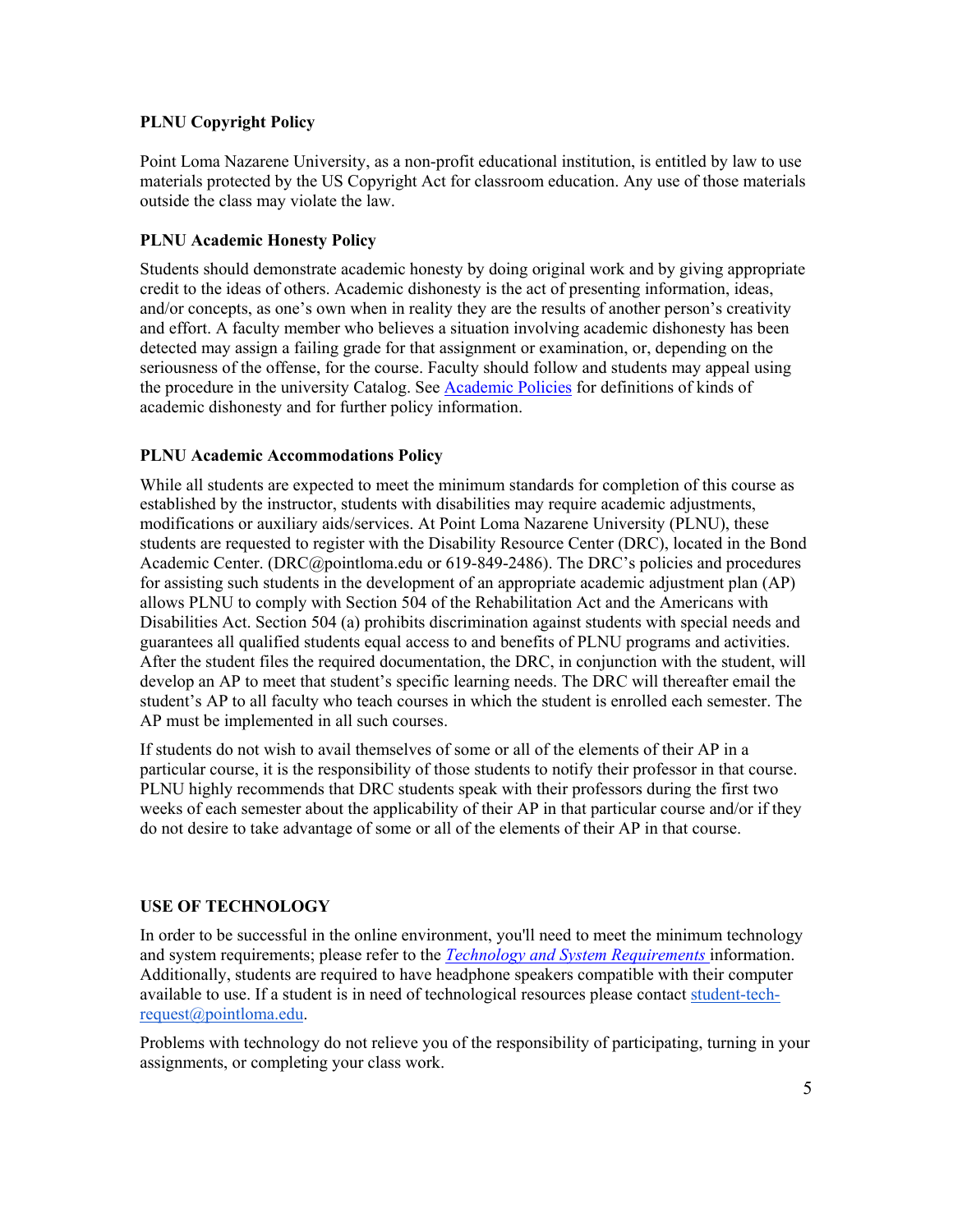**PLNU Copyright Policy**

Point Loma Nazarene University, as a non-profit educational institution, is entitled by law to use materials protected by the US Copyright Act for classroom education. Any use of those materials outside the class may violate the law.

**PLNU Academic Honesty Policy**

Students should demonstrate academic honesty by doing original work and by giving appropriate credit to the ideas of others. Academic dishonesty is the act of presenting information, ideas, and/or concepts, as one's own when in reality they are the results of another person's creativity and effort. A faculty member who believes a situation involving academic dishonesty has been detected may assign a failing grade for that assignment or examination, or, depending on the seriousness of the offense, for the course. Faculty should follow and students may appeal using the procedure in the university Catalog. See [Academic Policies] for definitions of kinds of academic dishonesty and for further policy information.

**PLNU Academic Accommodations Policy**

While all students are expected to meet the minimum standards for completion of this course as established by the instructor, students with disabilities may require academic adjustments, modifications or auxiliary aids/services. At Point Loma Nazarene University (PLNU), these students are requested to register with the Disability Resource Center (DRC), located in the Bond Academic Center. (DRC@pointloma.edu or 619-849-2486). The DRC's policies and procedures for assisting such students in the development of an appropriate academic adjustment plan (AP) allows PLNU to comply with Section 504 of the Rehabilitation Act and the Americans with Disabilities Act. Section 504 (a) prohibits discrimination against students with special needs and guarantees all qualified students equal access to and benefits of PLNU programs and activities. After the student files the required documentation, the DRC, in conjunction with the student, will develop an AP to meet that student's specific learning needs. The DRC will thereafter email the student's AP to all faculty who teach courses in which the student is enrolled each semester. The AP must be implemented in all such courses.

If students do not wish to avail themselves of some or all of the elements of their AP in a particular course, it is the responsibility of those students to notify their professor in that course. PLNU highly recommends that DRC students speak with their professors during the first two weeks of each semester about the applicability of their AP in that particular course and/or if they do not desire to take advantage of some or all of the elements of their AP in that course.

**USE OF TECHNOLOGY**

In order to be successful in the online environment, you'll need to meet the minimum technology and system requirements; please refer to the *Technology and System Requirements* information. Additionally, students are required to have headphone speakers compatible with their computer available to use. If a student is in need of technological resources please contact student-tech-request@pointloma.edu.

Problems with technology do not relieve you of the responsibility of participating, turning in your assignments, or completing your class work.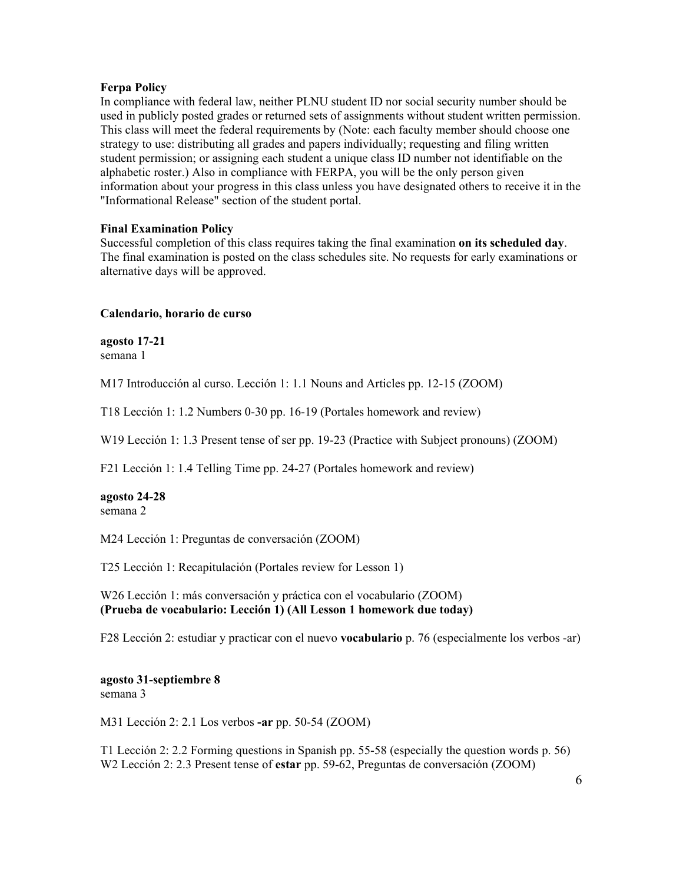**Ferpa Policy**
In compliance with federal law, neither PLNU student ID nor social security number should be used in publicly posted grades or returned sets of assignments without student written permission. This class will meet the federal requirements by (Note: each faculty member should choose one strategy to use: distributing all grades and papers individually; requesting and filing written student permission; or assigning each student a unique class ID number not identifiable on the alphabetic roster.) Also in compliance with FERPA, you will be the only person given information about your progress in this class unless you have designated others to receive it in the "Informational Release" section of the student portal.

**Final Examination Policy**
Successful completion of this class requires taking the final examination **on its scheduled day**. The final examination is posted on the class schedules site. No requests for early examinations or alternative days will be approved.

**Calendario, horario de curso**

**agosto 17-21**
semana 1

M17 Introducción al curso. Lección 1: 1.1 Nouns and Articles pp. 12-15 (ZOOM)

T18 Lección 1: 1.2 Numbers 0-30 pp. 16-19 (Portales homework and review)

W19 Lección 1: 1.3 Present tense of ser pp. 19-23 (Practice with Subject pronouns) (ZOOM)

F21 Lección 1: 1.4 Telling Time pp. 24-27 (Portales homework and review)

**agosto 24-28**
semana 2

M24 Lección 1: Preguntas de conversación (ZOOM)

T25 Lección 1: Recapitulación (Portales review for Lesson 1)

W26 Lección 1: más conversación y práctica con el vocabulario (ZOOM)
**(Prueba de vocabulario: Lección 1) (All Lesson 1 homework due today)**

F28 Lección 2: estudiar y practicar con el nuevo **vocabulario** p. 76 (especialmente los verbos -ar)

**agosto 31-septiembre 8**
semana 3

M31 Lección 2: 2.1 Los verbos **-ar** pp. 50-54 (ZOOM)

T1 Lección 2: 2.2 Forming questions in Spanish pp. 55-58 (especially the question words p. 56)
W2 Lección 2: 2.3 Present tense of **estar** pp. 59-62, Preguntas de conversación (ZOOM)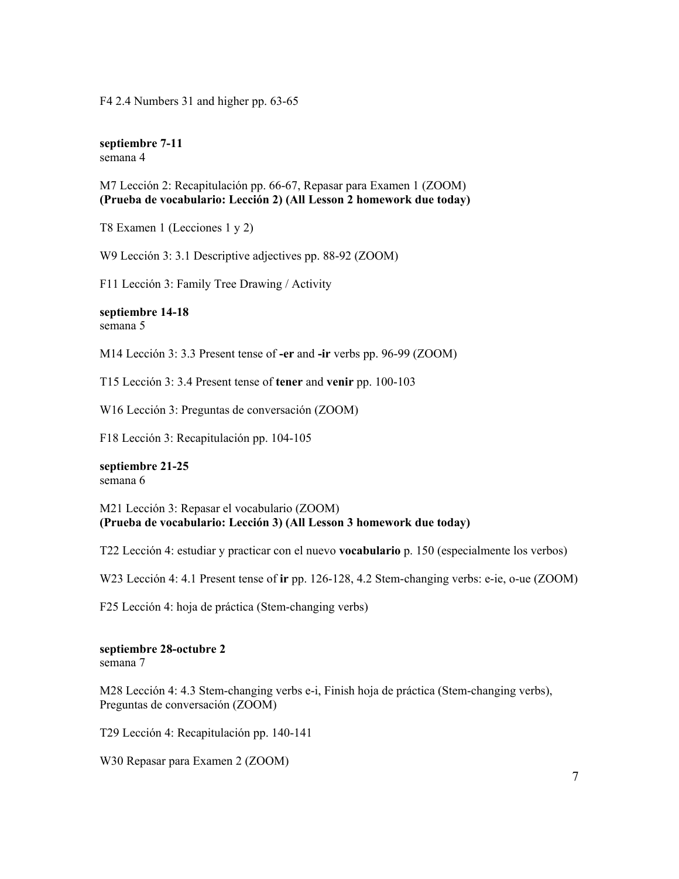F4 2.4 Numbers 31 and higher pp. 63-65

**septiembre 7-11**
semana 4

M7 Lección 2: Recapitulación pp. 66-67, Repasar para Examen 1 (ZOOM)
**(Prueba de vocabulario: Lección 2) (All Lesson 2 homework due today)**

T8 Examen 1 (Lecciones 1 y 2)

W9 Lección 3: 3.1 Descriptive adjectives pp. 88-92 (ZOOM)

F11 Lección 3: Family Tree Drawing / Activity

**septiembre 14-18**
semana 5

M14 Lección 3: 3.3 Present tense of **-er** and **-ir** verbs pp. 96-99 (ZOOM)

T15 Lección 3: 3.4 Present tense of **tener** and **venir** pp. 100-103

W16 Lección 3: Preguntas de conversación (ZOOM)

F18 Lección 3: Recapitulación pp. 104-105

**septiembre 21-25**
semana 6

M21 Lección 3: Repasar el vocabulario (ZOOM)
**(Prueba de vocabulario: Lección 3) (All Lesson 3 homework due today)**

T22 Lección 4: estudiar y practicar con el nuevo **vocabulario** p. 150 (especialmente los verbos)

W23 Lección 4: 4.1 Present tense of **ir** pp. 126-128, 4.2 Stem-changing verbs: e-ie, o-ue (ZOOM)

F25 Lección 4: hoja de práctica (Stem-changing verbs)

**septiembre 28-octubre 2**
semana 7

M28 Lección 4: 4.3 Stem-changing verbs e-i, Finish hoja de práctica (Stem-changing verbs), Preguntas de conversación (ZOOM)

T29 Lección 4: Recapitulación pp. 140-141

W30 Repasar para Examen 2 (ZOOM)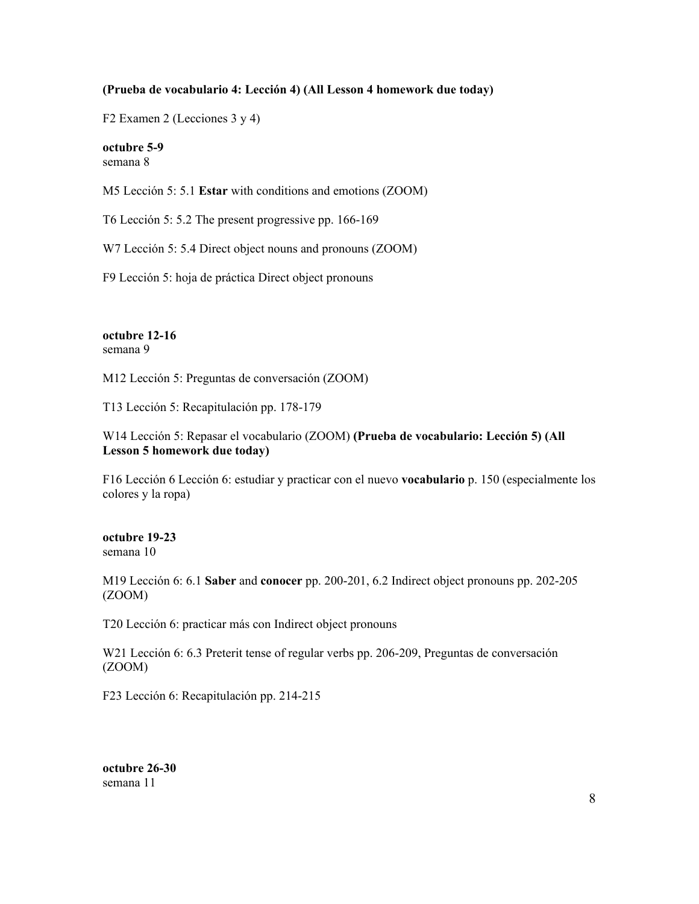**(Prueba de vocabulario 4: Lección 4) (All Lesson 4 homework due today)**

F2 Examen 2 (Lecciones 3 y 4)

**octubre 5-9**
semana 8

M5 Lección 5: 5.1 **Estar** with conditions and emotions (ZOOM)

T6 Lección 5: 5.2 The present progressive pp. 166-169

W7 Lección 5: 5.4 Direct object nouns and pronouns (ZOOM)

F9 Lección 5: hoja de práctica Direct object pronouns

**octubre 12-16**
semana 9

M12 Lección 5: Preguntas de conversación (ZOOM)

T13 Lección 5: Recapitulación pp. 178-179

W14 Lección 5: Repasar el vocabulario (ZOOM) **(Prueba de vocabulario: Lección 5) (All Lesson 5 homework due today)**

F16 Lección 6 Lección 6: estudiar y practicar con el nuevo **vocabulario** p. 150 (especialmente los colores y la ropa)

**octubre 19-23**
semana 10

M19 Lección 6: 6.1 **Saber** and **conocer** pp. 200-201, 6.2 Indirect object pronouns pp. 202-205 (ZOOM)

T20 Lección 6: practicar más con Indirect object pronouns

W21 Lección 6: 6.3 Preterit tense of regular verbs pp. 206-209, Preguntas de conversación (ZOOM)

F23 Lección 6: Recapitulación pp. 214-215

**octubre 26-30**
semana 11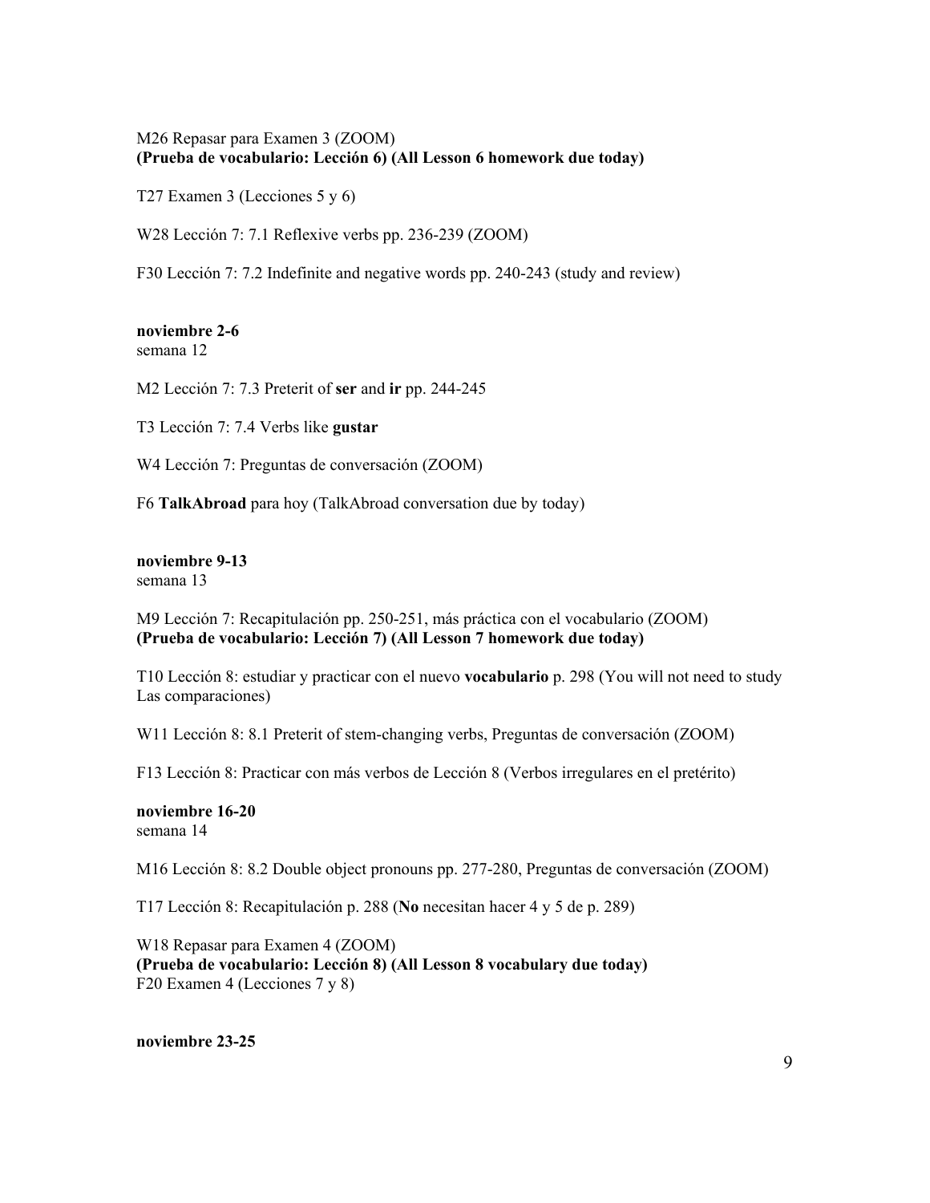M26 Repasar para Examen 3 (ZOOM)
**(Prueba de vocabulario: Lección 6) (All Lesson 6 homework due today)**

T27 Examen 3 (Lecciones 5 y 6)

W28 Lección 7: 7.1 Reflexive verbs pp. 236-239 (ZOOM)

F30 Lección 7: 7.2 Indefinite and negative words pp. 240-243 (study and review)

**noviembre 2-6**
semana 12

M2 Lección 7: 7.3 Preterit of **ser** and **ir** pp. 244-245

T3 Lección 7: 7.4 Verbs like **gustar**

W4 Lección 7: Preguntas de conversación (ZOOM)

F6 **TalkAbroad** para hoy (TalkAbroad conversation due by today)

**noviembre 9-13**
semana 13

M9 Lección 7: Recapitulación pp. 250-251, más práctica con el vocabulario (ZOOM)
**(Prueba de vocabulario: Lección 7) (All Lesson 7 homework due today)**

T10 Lección 8: estudiar y practicar con el nuevo **vocabulario** p. 298 (You will not need to study Las comparaciones)

W11 Lección 8: 8.1 Preterit of stem-changing verbs, Preguntas de conversación (ZOOM)

F13 Lección 8: Practicar con más verbos de Lección 8 (Verbos irregulares en el pretérito)

**noviembre 16-20**
semana 14

M16 Lección 8: 8.2 Double object pronouns pp. 277-280, Preguntas de conversación (ZOOM)

T17 Lección 8: Recapitulación p. 288 (**No** necesitan hacer 4 y 5 de p. 289)

W18 Repasar para Examen 4 (ZOOM)
**(Prueba de vocabulario: Lección 8) (All Lesson 8 vocabulary due today)**
F20 Examen 4 (Lecciones 7 y 8)

**noviembre 23-25**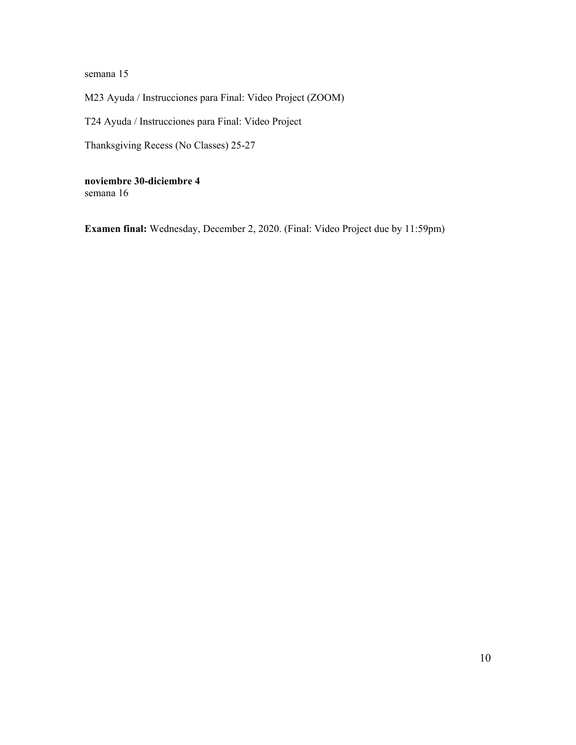semana 15

M23 Ayuda / Instrucciones para Final: Video Project (ZOOM)

T24 Ayuda / Instrucciones para Final: Video Project

Thanksgiving Recess (No Classes) 25-27

**noviembre 30-diciembre 4**
semana 16

**Examen final:** Wednesday, December 2, 2020. (Final: Video Project due by 11:59pm)